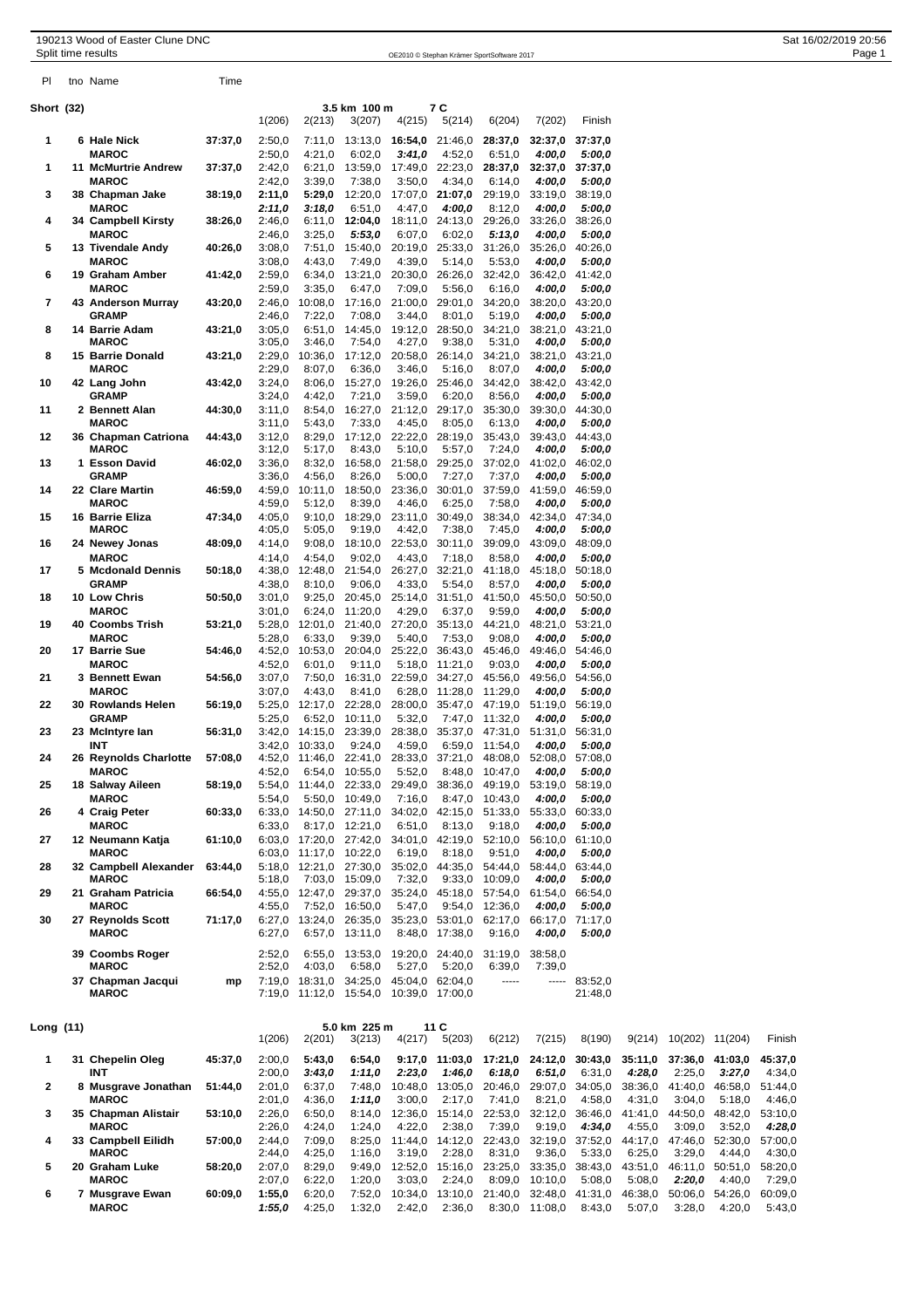190213 Wood of Easter Clune DNC
Split time results

OE2010 © Stephan Krämer SportSoftware 2017

Sat 16/02/2019 20:56

## Short (32)

3.5 km 100 m 7 C

| Pl | tno | Name | Time | 1(206) | 2(213) | 3(207) | 4(215) | 5(214) | 6(204) | 7(202) | Finish |
|---|---|---|---|---|---|---|---|---|---|---|---|
| 1 | 6 | Hale Nick | 37:37,0 | 2:50,0 | 7:11,0 | 13:13,0 | **16:54,0** | 21:46,0 | **28:37,0** | **32:37,0** | **37:37,0** |
| | | MAROC | | 2:50,0 | 4:21,0 | 6:02,0 | ***3:41,0*** | 4:52,0 | 6:51,0 | ***4:00,0*** | ***5:00,0*** |
| 1 | 11 | McMurtrie Andrew | 37:37,0 | 2:42,0 | 6:21,0 | 13:59,0 | 17:49,0 | 22:23,0 | **28:37,0** | **32:37,0** | **37:37,0** |
| | | MAROC | | 2:42,0 | 3:39,0 | 7:38,0 | 3:50,0 | 4:34,0 | 6:14,0 | ***4:00,0*** | ***5:00,0*** |
| 3 | 38 | Chapman Jake | 38:19,0 | **2:11,0** | **5:29,0** | 12:20,0 | 17:07,0 | **21:07,0** | 29:19,0 | 33:19,0 | 38:19,0 |
| | | MAROC | | ***2:11,0*** | ***3:18,0*** | 6:51,0 | 4:47,0 | ***4:00,0*** | 8:12,0 | ***4:00,0*** | ***5:00,0*** |
| 4 | 34 | Campbell Kirsty | 38:26,0 | 2:46,0 | 6:11,0 | **12:04,0** | 18:11,0 | 24:13,0 | 29:26,0 | 33:26,0 | 38:26,0 |
| | | MAROC | | 2:46,0 | 3:25,0 | ***5:53,0*** | 6:07,0 | 6:02,0 | ***5:13,0*** | ***4:00,0*** | ***5:00,0*** |
| 5 | 13 | Tivendale Andy | 40:26,0 | 3:08,0 | 7:51,0 | 15:40,0 | 20:19,0 | 25:33,0 | 31:26,0 | 35:26,0 | 40:26,0 |
| | | MAROC | | 3:08,0 | 4:43,0 | 7:49,0 | 4:39,0 | 5:14,0 | 5:53,0 | ***4:00,0*** | ***5:00,0*** |
| 6 | 19 | Graham Amber | 41:42,0 | 2:59,0 | 6:34,0 | 13:21,0 | 20:30,0 | 26:26,0 | 32:42,0 | 36:42,0 | 41:42,0 |
| | | MAROC | | 2:59,0 | 3:35,0 | 6:47,0 | 7:09,0 | 5:56,0 | 6:16,0 | ***4:00,0*** | ***5:00,0*** |
| 7 | 43 | Anderson Murray | 43:20,0 | 2:46,0 | 10:08,0 | 17:16,0 | 21:00,0 | 29:01,0 | 34:20,0 | 38:20,0 | 43:20,0 |
| | | GRAMP | | 2:46,0 | 7:22,0 | 7:08,0 | 3:44,0 | 8:01,0 | 5:19,0 | ***4:00,0*** | ***5:00,0*** |
| 8 | 14 | Barrie Adam | 43:21,0 | 3:05,0 | 6:51,0 | 14:45,0 | 19:12,0 | 28:50,0 | 34:21,0 | 38:21,0 | 43:21,0 |
| | | MAROC | | 3:05,0 | 3:46,0 | 7:54,0 | 4:27,0 | 9:38,0 | 5:31,0 | ***4:00,0*** | ***5:00,0*** |
| 8 | 15 | Barrie Donald | 43:21,0 | 2:29,0 | 10:36,0 | 17:12,0 | 20:58,0 | 26:14,0 | 34:21,0 | 38:21,0 | 43:21,0 |
| | | MAROC | | 2:29,0 | 8:07,0 | 6:36,0 | 3:46,0 | 5:16,0 | 8:07,0 | ***4:00,0*** | ***5:00,0*** |
| 10 | 42 | Lang John | 43:42,0 | 3:24,0 | 8:06,0 | 15:27,0 | 19:26,0 | 25:46,0 | 34:42,0 | 38:42,0 | 43:42,0 |
| | | GRAMP | | 3:24,0 | 4:42,0 | 7:21,0 | 3:59,0 | 6:20,0 | 8:56,0 | ***4:00,0*** | ***5:00,0*** |
| 11 | 2 | Bennett Alan | 44:30,0 | 3:11,0 | 8:54,0 | 16:27,0 | 21:12,0 | 29:17,0 | 35:30,0 | 39:30,0 | 44:30,0 |
| | | MAROC | | 3:11,0 | 5:43,0 | 7:33,0 | 4:45,0 | 8:05,0 | 6:13,0 | ***4:00,0*** | ***5:00,0*** |
| 12 | 36 | Chapman Catriona | 44:43,0 | 3:12,0 | 8:29,0 | 17:12,0 | 22:22,0 | 28:19,0 | 35:43,0 | 39:43,0 | 44:43,0 |
| | | MAROC | | 3:12,0 | 5:17,0 | 8:43,0 | 5:10,0 | 5:57,0 | 7:24,0 | ***4:00,0*** | ***5:00,0*** |
| 13 | 1 | Esson David | 46:02,0 | 3:36,0 | 8:32,0 | 16:58,0 | 21:58,0 | 29:25,0 | 37:02,0 | 41:02,0 | 46:02,0 |
| | | GRAMP | | 3:36,0 | 4:56,0 | 8:26,0 | 5:00,0 | 7:27,0 | 7:37,0 | ***4:00,0*** | ***5:00,0*** |
| 14 | 22 | Clare Martin | 46:59,0 | 4:59,0 | 10:11,0 | 18:50,0 | 23:36,0 | 30:01,0 | 37:59,0 | 41:59,0 | 46:59,0 |
| | | MAROC | | 4:59,0 | 5:12,0 | 8:39,0 | 4:46,0 | 6:25,0 | 7:58,0 | ***4:00,0*** | ***5:00,0*** |
| 15 | 16 | Barrie Eliza | 47:34,0 | 4:05,0 | 9:10,0 | 18:29,0 | 23:11,0 | 30:49,0 | 38:34,0 | 42:34,0 | 47:34,0 |
| | | MAROC | | 4:05,0 | 5:05,0 | 9:19,0 | 4:42,0 | 7:38,0 | 7:45,0 | ***4:00,0*** | ***5:00,0*** |
| 16 | 24 | Newey Jonas | 48:09,0 | 4:14,0 | 9:08,0 | 18:10,0 | 22:53,0 | 30:11,0 | 39:09,0 | 43:09,0 | 48:09,0 |
| | | MAROC | | 4:14,0 | 4:54,0 | 9:02,0 | 4:43,0 | 7:18,0 | 8:58,0 | ***4:00,0*** | ***5:00,0*** |
| 17 | 5 | Mcdonald Dennis | 50:18,0 | 4:38,0 | 12:48,0 | 21:54,0 | 26:27,0 | 32:21,0 | 41:18,0 | 45:18,0 | 50:18,0 |
| | | GRAMP | | 4:38,0 | 8:10,0 | 9:06,0 | 4:33,0 | 5:54,0 | 8:57,0 | ***4:00,0*** | ***5:00,0*** |
| 18 | 10 | Low Chris | 50:50,0 | 3:01,0 | 9:25,0 | 20:45,0 | 25:14,0 | 31:51,0 | 41:50,0 | 45:50,0 | 50:50,0 |
| | | MAROC | | 3:01,0 | 6:24,0 | 11:20,0 | 4:29,0 | 6:37,0 | 9:59,0 | ***4:00,0*** | ***5:00,0*** |
| 19 | 40 | Coombs Trish | 53:21,0 | 5:28,0 | 12:01,0 | 21:40,0 | 27:20,0 | 35:13,0 | 44:21,0 | 48:21,0 | 53:21,0 |
| | | MAROC | | 5:28,0 | 6:33,0 | 9:39,0 | 5:40,0 | 7:53,0 | 9:08,0 | ***4:00,0*** | ***5:00,0*** |
| 20 | 17 | Barrie Sue | 54:46,0 | 4:52,0 | 10:53,0 | 20:04,0 | 25:22,0 | 36:43,0 | 45:46,0 | 49:46,0 | 54:46,0 |
| | | MAROC | | 4:52,0 | 6:01,0 | 9:11,0 | 5:18,0 | 11:21,0 | 9:03,0 | ***4:00,0*** | ***5:00,0*** |
| 21 | 3 | Bennett Ewan | 54:56,0 | 3:07,0 | 7:50,0 | 16:31,0 | 22:59,0 | 34:27,0 | 45:56,0 | 49:56,0 | 54:56,0 |
| | | MAROC | | 3:07,0 | 4:43,0 | 8:41,0 | 6:28,0 | 11:28,0 | 11:29,0 | ***4:00,0*** | ***5:00,0*** |
| 22 | 30 | Rowlands Helen | 56:19,0 | 5:25,0 | 12:17,0 | 22:28,0 | 28:00,0 | 35:47,0 | 47:19,0 | 51:19,0 | 56:19,0 |
| | | GRAMP | | 5:25,0 | 6:52,0 | 10:11,0 | 5:32,0 | 7:47,0 | 11:32,0 | ***4:00,0*** | ***5:00,0*** |
| 23 | 23 | McIntyre Ian | 56:31,0 | 3:42,0 | 14:15,0 | 23:39,0 | 28:38,0 | 35:37,0 | 47:31,0 | 51:31,0 | 56:31,0 |
| | | INT | | 3:42,0 | 10:33,0 | 9:24,0 | 4:59,0 | 6:59,0 | 11:54,0 | ***4:00,0*** | ***5:00,0*** |
| 24 | 26 | Reynolds Charlotte | 57:08,0 | 4:52,0 | 11:46,0 | 22:41,0 | 28:33,0 | 37:21,0 | 48:08,0 | 52:08,0 | 57:08,0 |
| | | MAROC | | 4:52,0 | 6:54,0 | 10:55,0 | 5:52,0 | 8:48,0 | 10:47,0 | ***4:00,0*** | ***5:00,0*** |
| 25 | 18 | Salway Aileen | 58:19,0 | 5:54,0 | 11:44,0 | 22:33,0 | 29:49,0 | 38:36,0 | 49:19,0 | 53:19,0 | 58:19,0 |
| | | MAROC | | 5:54,0 | 5:50,0 | 10:49,0 | 7:16,0 | 8:47,0 | 10:43,0 | ***4:00,0*** | ***5:00,0*** |
| 26 | 4 | Craig Peter | 60:33,0 | 6:33,0 | 14:50,0 | 27:11,0 | 34:02,0 | 42:15,0 | 51:33,0 | 55:33,0 | 60:33,0 |
| | | MAROC | | 6:33,0 | 8:17,0 | 12:21,0 | 6:51,0 | 8:13,0 | 9:18,0 | ***4:00,0*** | ***5:00,0*** |
| 27 | 12 | Neumann Katja | 61:10,0 | 6:03,0 | 17:20,0 | 27:42,0 | 34:01,0 | 42:19,0 | 52:10,0 | 56:10,0 | 61:10,0 |
| | | MAROC | | 6:03,0 | 11:17,0 | 10:22,0 | 6:19,0 | 8:18,0 | 9:51,0 | ***4:00,0*** | ***5:00,0*** |
| 28 | 32 | Campbell Alexander | 63:44,0 | 5:18,0 | 12:21,0 | 27:30,0 | 35:02,0 | 44:35,0 | 54:44,0 | 58:44,0 | 63:44,0 |
| | | MAROC | | 5:18,0 | 7:03,0 | 15:09,0 | 7:32,0 | 9:33,0 | 10:09,0 | ***4:00,0*** | ***5:00,0*** |
| 29 | 21 | Graham Patricia | 66:54,0 | 4:55,0 | 12:47,0 | 29:37,0 | 35:24,0 | 45:18,0 | 57:54,0 | 61:54,0 | 66:54,0 |
| | | MAROC | | 4:55,0 | 7:52,0 | 16:50,0 | 5:47,0 | 9:54,0 | 12:36,0 | ***4:00,0*** | ***5:00,0*** |
| 30 | 27 | Reynolds Scott | 71:17,0 | 6:27,0 | 13:24,0 | 26:35,0 | 35:23,0 | 53:01,0 | 62:17,0 | 66:17,0 | 71:17,0 |
| | | MAROC | | 6:27,0 | 6:57,0 | 13:11,0 | 8:48,0 | 17:38,0 | 9:16,0 | ***4:00,0*** | ***5:00,0*** |
| | 39 | Coombs Roger | | 2:52,0 | 6:55,0 | 13:53,0 | 19:20,0 | 24:40,0 | 31:19,0 | 38:58,0 | |
| | | MAROC | | 2:52,0 | 4:03,0 | 6:58,0 | 5:27,0 | 5:20,0 | 6:39,0 | 7:39,0 | |
| | 37 | Chapman Jacqui | mp | 7:19,0 | 18:31,0 | 34:25,0 | 45:04,0 | 62:04,0 | ----- | ----- | 83:52,0 |
| | | MAROC | | 7:19,0 | 11:12,0 | 15:54,0 | 10:39,0 | 17:00,0 | | | 21:48,0 |

## Long (11)

5.0 km 225 m 11 C

| Pl | tno | Name | Time | 1(206) | 2(201) | 3(213) | 4(217) | 5(203) | 6(212) | 7(215) | 8(190) | 9(214) | 10(202) | 11(204) | Finish |
|---|---|---|---|---|---|---|---|---|---|---|---|---|---|---|---|
| 1 | 31 | Chepelin Oleg | 45:37,0 | 2:00,0 | **5:43,0** | **6:54,0** | **9:17,0** | **11:03,0** | **17:21,0** | **24:12,0** | **30:43,0** | **35:11,0** | **37:36,0** | **41:03,0** | **45:37,0** |
| | | INT | | 2:00,0 | ***3:43,0*** | ***1:11,0*** | ***2:23,0*** | ***1:46,0*** | ***6:18,0*** | ***6:51,0*** | 6:31,0 | ***4:28,0*** | 2:25,0 | ***3:27,0*** | 4:34,0 |
| 2 | 8 | Musgrave Jonathan | 51:44,0 | 2:01,0 | 6:37,0 | 7:48,0 | 10:48,0 | 13:05,0 | 20:46,0 | 29:07,0 | 34:05,0 | 38:36,0 | 41:40,0 | 46:58,0 | 51:44,0 |
| | | MAROC | | 2:01,0 | 4:36,0 | ***1:11,0*** | 3:00,0 | 2:17,0 | 7:41,0 | 8:21,0 | 4:58,0 | 4:31,0 | 3:04,0 | 5:18,0 | 4:46,0 |
| 3 | 35 | Chapman Alistair | 53:10,0 | 2:26,0 | 6:50,0 | 8:14,0 | 12:36,0 | 15:14,0 | 22:53,0 | 32:12,0 | 36:46,0 | 41:41,0 | 44:50,0 | 48:42,0 | 53:10,0 |
| | | MAROC | | 2:26,0 | 4:24,0 | 1:24,0 | 4:22,0 | 2:38,0 | 7:39,0 | 9:19,0 | ***4:34,0*** | 4:55,0 | 3:09,0 | 3:52,0 | ***4:28,0*** |
| 4 | 33 | Campbell Eilidh | 57:00,0 | 2:44,0 | 7:09,0 | 8:25,0 | 11:44,0 | 14:12,0 | 22:43,0 | 32:19,0 | 37:52,0 | 44:17,0 | 47:46,0 | 52:30,0 | 57:00,0 |
| | | MAROC | | 2:44,0 | 4:25,0 | 1:16,0 | 3:19,0 | 2:28,0 | 8:31,0 | 9:36,0 | 5:33,0 | 6:25,0 | 3:29,0 | 4:44,0 | 4:30,0 |
| 5 | 20 | Graham Luke | 58:20,0 | 2:07,0 | 8:29,0 | 9:49,0 | 12:52,0 | 15:16,0 | 23:25,0 | 33:35,0 | 38:43,0 | 43:51,0 | 46:11,0 | 50:51,0 | 58:20,0 |
| | | MAROC | | 2:07,0 | 6:22,0 | 1:20,0 | 3:03,0 | 2:24,0 | 8:09,0 | 10:10,0 | 5:08,0 | 5:08,0 | ***2:20,0*** | 4:40,0 | 7:29,0 |
| 6 | 7 | Musgrave Ewan | 60:09,0 | **1:55,0** | 6:20,0 | 7:52,0 | 10:34,0 | 13:10,0 | 21:40,0 | 32:48,0 | 41:31,0 | 46:38,0 | 50:06,0 | 54:26,0 | 60:09,0 |
| | | MAROC | | ***1:55,0*** | 4:25,0 | 1:32,0 | 2:42,0 | 2:36,0 | 8:30,0 | 11:08,0 | 8:43,0 | 5:07,0 | 3:28,0 | 4:20,0 | 5:43,0 |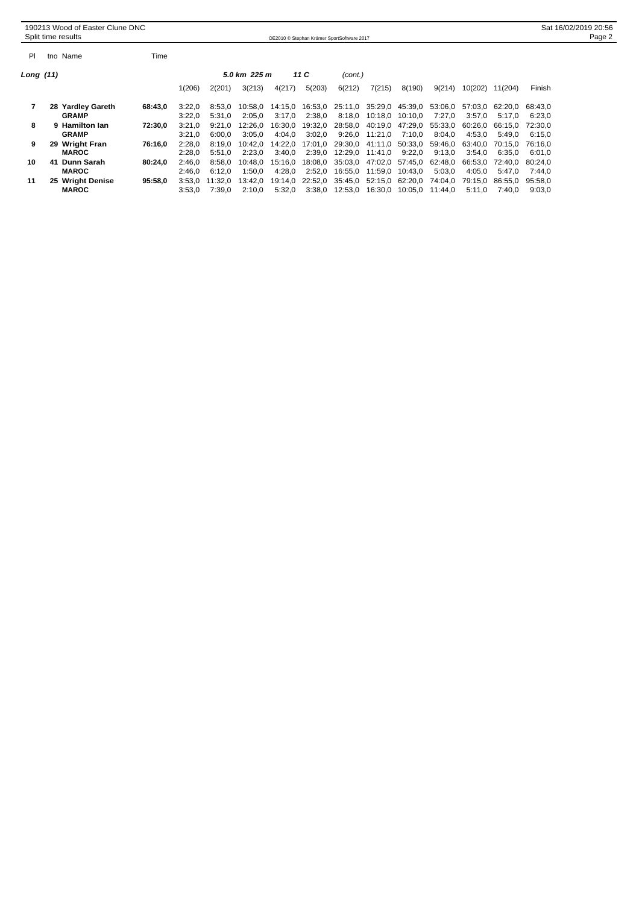| Pl | tno Name | Time | 1(206) | 2(201) | 3(213) | 4(217) | 5(203) | 6(212) | 7(215) | 8(190) | 9(214) | 10(202) | 11(204) | Finish |
|---|---|---|---|---|---|---|---|---|---|---|---|---|---|---|
| **Long (11)** | | | | | 5.0 km 225 m | | 11 C | (cont.) | | | | | | |
| **7** | **28 Yardley Gareth** | **68:43,0** | 3:22,0 | 8:53,0 | 10:58,0 | 14:15,0 | 16:53,0 | 25:11,0 | 35:29,0 | 45:39,0 | 53:06,0 | 57:03,0 | 62:20,0 | 68:43,0 |
| | **GRAMP** | | 3:22,0 | 5:31,0 | 2:05,0 | 3:17,0 | 2:38,0 | 8:18,0 | 10:18,0 | 10:10,0 | 7:27,0 | 3:57,0 | 5:17,0 | 6:23,0 |
| **8** | **9 Hamilton Ian** | **72:30,0** | 3:21,0 | 9:21,0 | 12:26,0 | 16:30,0 | 19:32,0 | 28:58,0 | 40:19,0 | 47:29,0 | 55:33,0 | 60:26,0 | 66:15,0 | 72:30,0 |
| | **GRAMP** | | 3:21,0 | 6:00,0 | 3:05,0 | 4:04,0 | 3:02,0 | 9:26,0 | 11:21,0 | 7:10,0 | 8:04,0 | 4:53,0 | 5:49,0 | 6:15,0 |
| **9** | **29 Wright Fran** | **76:16,0** | 2:28,0 | 8:19,0 | 10:42,0 | 14:22,0 | 17:01,0 | 29:30,0 | 41:11,0 | 50:33,0 | 59:46,0 | 63:40,0 | 70:15,0 | 76:16,0 |
| | **MAROC** | | 2:28,0 | 5:51,0 | 2:23,0 | 3:40,0 | 2:39,0 | 12:29,0 | 11:41,0 | 9:22,0 | 9:13,0 | 3:54,0 | 6:35,0 | 6:01,0 |
| **10** | **41 Dunn Sarah** | **80:24,0** | 2:46,0 | 8:58,0 | 10:48,0 | 15:16,0 | 18:08,0 | 35:03,0 | 47:02,0 | 57:45,0 | 62:48,0 | 66:53,0 | 72:40,0 | 80:24,0 |
| | **MAROC** | | 2:46,0 | 6:12,0 | 1:50,0 | 4:28,0 | 2:52,0 | 16:55,0 | 11:59,0 | 10:43,0 | 5:03,0 | 4:05,0 | 5:47,0 | 7:44,0 |
| **11** | **25 Wright Denise** | **95:58,0** | 3:53,0 | 11:32,0 | 13:42,0 | 19:14,0 | 22:52,0 | 35:45,0 | 52:15,0 | 62:20,0 | 74:04,0 | 79:15,0 | 86:55,0 | 95:58,0 |
| | **MAROC** | | 3:53,0 | 7:39,0 | 2:10,0 | 5:32,0 | 3:38,0 | 12:53,0 | 16:30,0 | 10:05,0 | 11:44,0 | 5:11,0 | 7:40,0 | 9:03,0 |